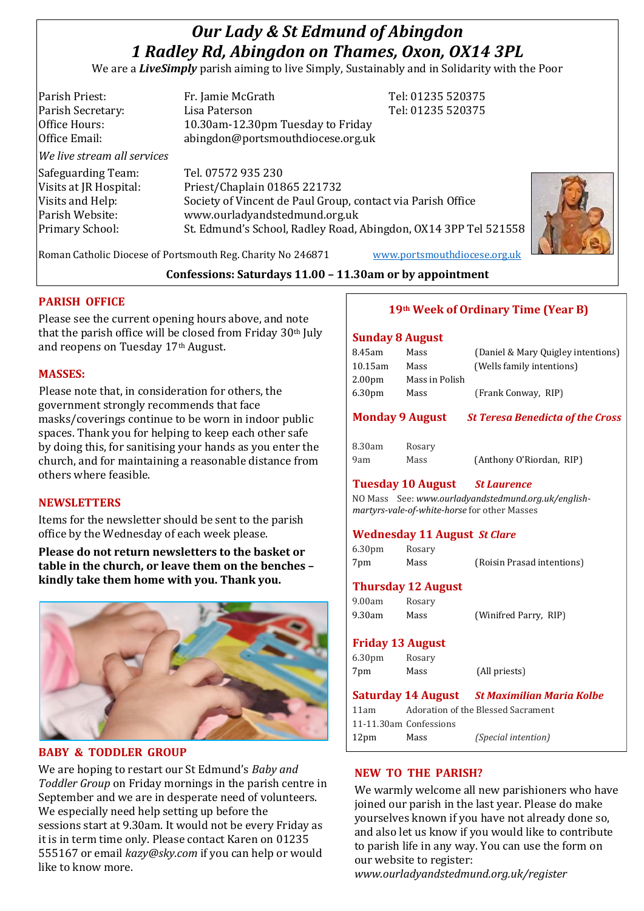# *Our Lady & St Edmund of Abingdon*
# *1 Radley Rd, Abingdon on Thames, Oxon, OX14 3PL*

We are a ***LiveSimply*** parish aiming to live Simply, Sustainably and in Solidarity with the Poor

| | | |
|---|---|---|
| Parish Priest: | Fr. Jamie McGrath | Tel: 01235 520375 |
| Parish Secretary: | Lisa Paterson | Tel: 01235 520375 |
| Office Hours: | 10.30am-12.30pm Tuesday to Friday | |
| Office Email: | abingdon@portsmouthdiocese.org.uk | |

*We live stream all services*

| | |
|---|---|
| Safeguarding Team: | Tel. 07572 935 230 |
| Visits at JR Hospital: | Priest/Chaplain 01865 221732 |
| Visits and Help: | Society of Vincent de Paul Group, contact via Parish Office |
| Parish Website: | www.ourladyandstedmund.org.uk |
| Primary School: | St. Edmund's School, Radley Road, Abingdon, OX14 3PP Tel 521558 |

Roman Catholic Diocese of Portsmouth Reg. Charity No 246871 www.portsmouthdiocese.org.uk

**Confessions: Saturdays 11.00 – 11.30am or by appointment**

## PARISH OFFICE

Please see the current opening hours above, and note that the parish office will be closed from Friday 30th July and reopens on Tuesday 17th August.

## MASSES:

Please note that, in consideration for others, the government strongly recommends that face masks/coverings continue to be worn in indoor public spaces. Thank you for helping to keep each other safe by doing this, for sanitising your hands as you enter the church, and for maintaining a reasonable distance from others where feasible.

## NEWSLETTERS

Items for the newsletter should be sent to the parish office by the Wednesday of each week please.

**Please do not return newsletters to the basket or table in the church, or leave them on the benches – kindly take them home with you. Thank you.**

## BABY & TODDLER GROUP

We are hoping to restart our St Edmund's *Baby and Toddler Group* on Friday mornings in the parish centre in September and we are in desperate need of volunteers. We especially need help setting up before the sessions start at 9.30am. It would not be every Friday as it is in term time only. Please contact Karen on 01235 555167 or email *kazy@sky.com* if you can help or would like to know more.

## 19th Week of Ordinary Time (Year B)

### Sunday 8 August

| | | |
|---|---|---|
| 8.45am | Mass | (Daniel & Mary Quigley intentions) |
| 10.15am | Mass | (Wells family intentions) |
| 2.00pm | Mass in Polish | |
| 6.30pm | Mass | (Frank Conway, RIP) |

### Monday 9 August — *St Teresa Benedicta of the Cross*

| | | |
|---|---|---|
| 8.30am | Rosary | |
| 9am | Mass | (Anthony O'Riordan, RIP) |

### Tuesday 10 August — *St Laurence*

NO Mass See: *www.ourladyandstedmund.org.uk/english-martyrs-vale-of-white-horse* for other Masses

### Wednesday 11 August — *St Clare*

| | | |
|---|---|---|
| 6.30pm | Rosary | |
| 7pm | Mass | (Roisin Prasad intentions) |

### Thursday 12 August

| | | |
|---|---|---|
| 9.00am | Rosary | |
| 9.30am | Mass | (Winifred Parry, RIP) |

### Friday 13 August

| | | |
|---|---|---|
| 6.30pm | Rosary | |
| 7pm | Mass | (All priests) |

### Saturday 14 August — *St Maximilian Maria Kolbe*

| | | |
|---|---|---|
| 11am | Adoration of the Blessed Sacrament | |
| 11-11.30am | Confessions | |
| 12pm | Mass | *(Special intention)* |

## NEW TO THE PARISH?

We warmly welcome all new parishioners who have joined our parish in the last year. Please do make yourselves known if you have not already done so, and also let us know if you would like to contribute to parish life in any way. You can use the form on our website to register:
*www.ourladyandstedmund.org.uk/register*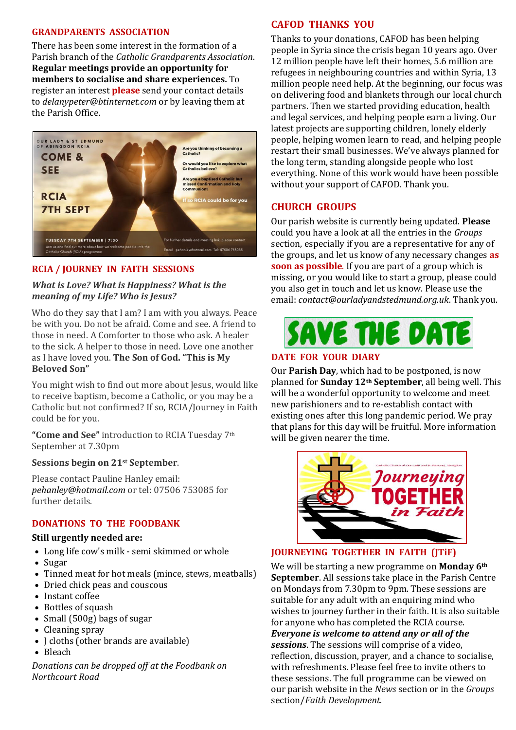## GRANDPARENTS ASSOCIATION

There has been some interest in the formation of a Parish branch of the *Catholic Grandparents Association*. **Regular meetings provide an opportunity for members to socialise and share experiences.** To register an interest **please** send your contact details to *delanypeter@btinternet.com* or by leaving them at the Parish Office.

OUR LADY & ST EDMUND OF ABINGDON RCIA

COME & SEE

RCIA 7TH SEPT

Are you thinking of becoming a Catholic?

Or would you like to explore what Catholics believe?

Are you a baptised Catholic but missed Confirmation and Holy Communion?

If so RCIA could be for you

TUESDAY 7TH SEPTEMBER | 7:30

Join us and find out more about how we welcome people into the Catholic Church (RCIA) programme

For further details and meeting link, please contact: Email: pehanley@hotmail.com Tel: 07506 753085

## RCIA / JOURNEY IN FAITH SESSIONS

***What is Love? What is Happiness? What is the meaning of my Life? Who is Jesus?***

Who do they say that I am? I am with you always. Peace be with you. Do not be afraid. Come and see. A friend to those in need. A Comforter to those who ask. A healer to the sick. A helper to those in need. Love one another as I have loved you. **The Son of God. "This is My Beloved Son"**

You might wish to find out more about Jesus, would like to receive baptism, become a Catholic, or you may be a Catholic but not confirmed? If so, RCIA/Journey in Faith could be for you.

**"Come and See"** introduction to RCIA Tuesday 7th September at 7.30pm

**Sessions begin on 21st September**.

Please contact Pauline Hanley email: *pehanley@hotmail.com* or tel: 07506 753085 for further details.

## DONATIONS TO THE FOODBANK

**Still urgently needed are:**

- Long life cow's milk - semi skimmed or whole
- Sugar
- Tinned meat for hot meals (mince, stews, meatballs)
- Dried chick peas and couscous
- Instant coffee
- Bottles of squash
- Small (500g) bags of sugar
- Cleaning spray
- J cloths (other brands are available)
- Bleach

*Donations can be dropped off at the Foodbank on Northcourt Road*

## CAFOD THANKS YOU

Thanks to your donations, CAFOD has been helping people in Syria since the crisis began 10 years ago. Over 12 million people have left their homes, 5.6 million are refugees in neighbouring countries and within Syria, 13 million people need help. At the beginning, our focus was on delivering food and blankets through our local church partners. Then we started providing education, health and legal services, and helping people earn a living. Our latest projects are supporting children, lonely elderly people, helping women learn to read, and helping people restart their small businesses. We've always planned for the long term, standing alongside people who lost everything. None of this work would have been possible without your support of CAFOD. Thank you.

## CHURCH GROUPS

Our parish website is currently being updated. **Please** could you have a look at all the entries in the *Groups* section, especially if you are a representative for any of the groups, and let us know of any necessary changes **as soon as possible**. If you are part of a group which is missing, or you would like to start a group, please could you also get in touch and let us know. Please use the email: *contact@ourladyandstedmund.org.uk*. Thank you.

SAVE THE DATE

## DATE FOR YOUR DIARY

Our **Parish Day**, which had to be postponed, is now planned for **Sunday 12th September**, all being well. This will be a wonderful opportunity to welcome and meet new parishioners and to re-establish contact with existing ones after this long pandemic period. We pray that plans for this day will be fruitful. More information will be given nearer the time.

Catholic Church of Our Lady and St Edmund, Abingdon

Journeying TOGETHER in Faith

## JOURNEYING TOGETHER IN FAITH (JTiF)

We will be starting a new programme on **Monday 6th September**. All sessions take place in the Parish Centre on Mondays from 7.30pm to 9pm. These sessions are suitable for any adult with an enquiring mind who wishes to journey further in their faith. It is also suitable for anyone who has completed the RCIA course. ***Everyone is welcome to attend any or all of the sessions***. The sessions will comprise of a video, reflection, discussion, prayer, and a chance to socialise, with refreshments. Please feel free to invite others to these sessions. The full programme can be viewed on our parish website in the *News* section or in the *Groups* section/*Faith Development*.